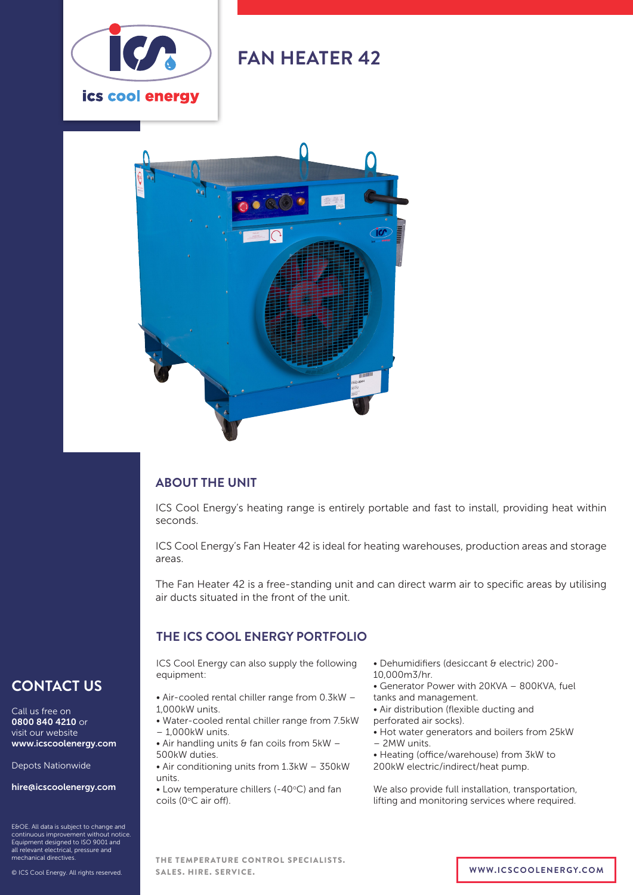ics cool energy

# FAN HEATER 42

## ABOUT THE UNIT

ICS Cool Energy's heating range is entirely portable and fast to install, providing heat within seconds.

ICS Cool Energy's Fan Heater 42 is ideal for heating warehouses, production areas and storage areas.

The Fan Heater 42 is a free-standing unit and can direct warm air to specific areas by utilising air ducts situated in the front of the unit.

## THE ICS COOL ENERGY PORTFOLIO

ICS Cool Energy can also supply the following equipment:

- Air-cooled rental chiller range from 0.3kW – 1,000kW units.
- Water-cooled rental chiller range from 7.5kW – 1,000kW units.
- Air handling units & fan coils from 5kW – 500kW duties.
- Air conditioning units from 1.3kW – 350kW units.
- Low temperature chillers (-40°C) and fan coils (0°C air off).
- Dehumidifiers (desiccant & electric) 200-10,000m3/hr.
- Generator Power with 20KVA – 800KVA, fuel tanks and management.
- Air distribution (flexible ducting and perforated air socks).
- Hot water generators and boilers from 25kW – 2MW units.
- Heating (office/warehouse) from 3kW to 200kW electric/indirect/heat pump.

We also provide full installation, transportation, lifting and monitoring services where required.

## CONTACT US

Call us free on **0800 840 4210** or visit our website **www.icscoolenergy.com**

Depots Nationwide

**hire@icscoolenergy.com**

E&OE. All data is subject to change and continuous improvement without notice. Equipment designed to ISO 9001 and all relevant electrical, pressure and mechanical directives.

© ICS Cool Energy. All rights reserved.

THE TEMPERATURE CONTROL SPECIALISTS.
SALES. HIRE. SERVICE.

WWW.ICSCOOLENERGY.COM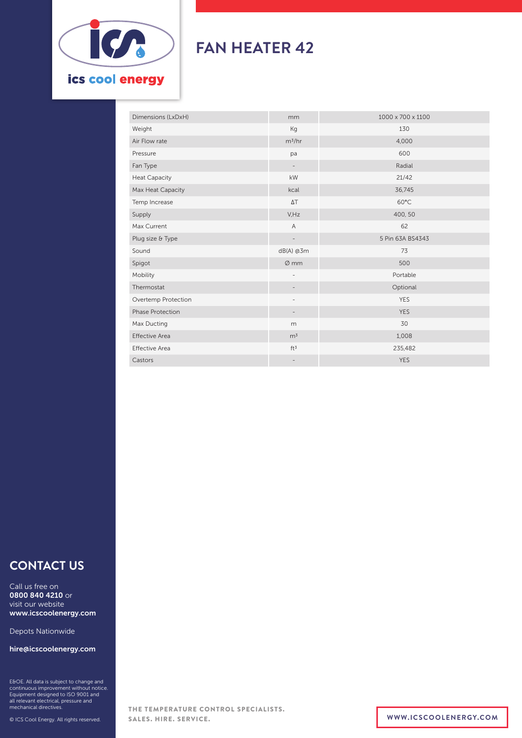ics cool energy

# FAN HEATER 42

| | | |
|---|---|---|
| Dimensions (LxDxH) | mm | 1000 x 700 x 1100 |
| Weight | Kg | 130 |
| Air Flow rate | $m^3$/hr | 4,000 |
| Pressure | pa | 600 |
| Fan Type | - | Radial |
| Heat Capacity | kW | 21/42 |
| Max Heat Capacity | kcal | 36,745 |
| Temp Increase | $\Delta T$ | 60°C |
| Supply | V,Hz | 400, 50 |
| Max Current | A | 62 |
| Plug size & Type | - | 5 Pin 63A BS4343 |
| Sound | dB(A) @3m | 73 |
| Spigot | Ø mm | 500 |
| Mobility | - | Portable |
| Thermostat | - | Optional |
| Overtemp Protection | - | YES |
| Phase Protection | - | YES |
| Max Ducting | m | 30 |
| Effective Area | $m^3$ | 1,008 |
| Effective Area | $ft^3$ | 235,482 |
| Castors | - | YES |

## CONTACT US

Call us free on **0800 840 4210** or visit our website **www.icscoolenergy.com**

Depots Nationwide

**hire@icscoolenergy.com**

E&OE. All data is subject to change and continuous improvement without notice. Equipment designed to ISO 9001 and all relevant electrical, pressure and mechanical directives.

© ICS Cool Energy. All rights reserved.

THE TEMPERATURE CONTROL SPECIALISTS.
SALES. HIRE. SERVICE.

WWW.ICSCOOLENERGY.COM